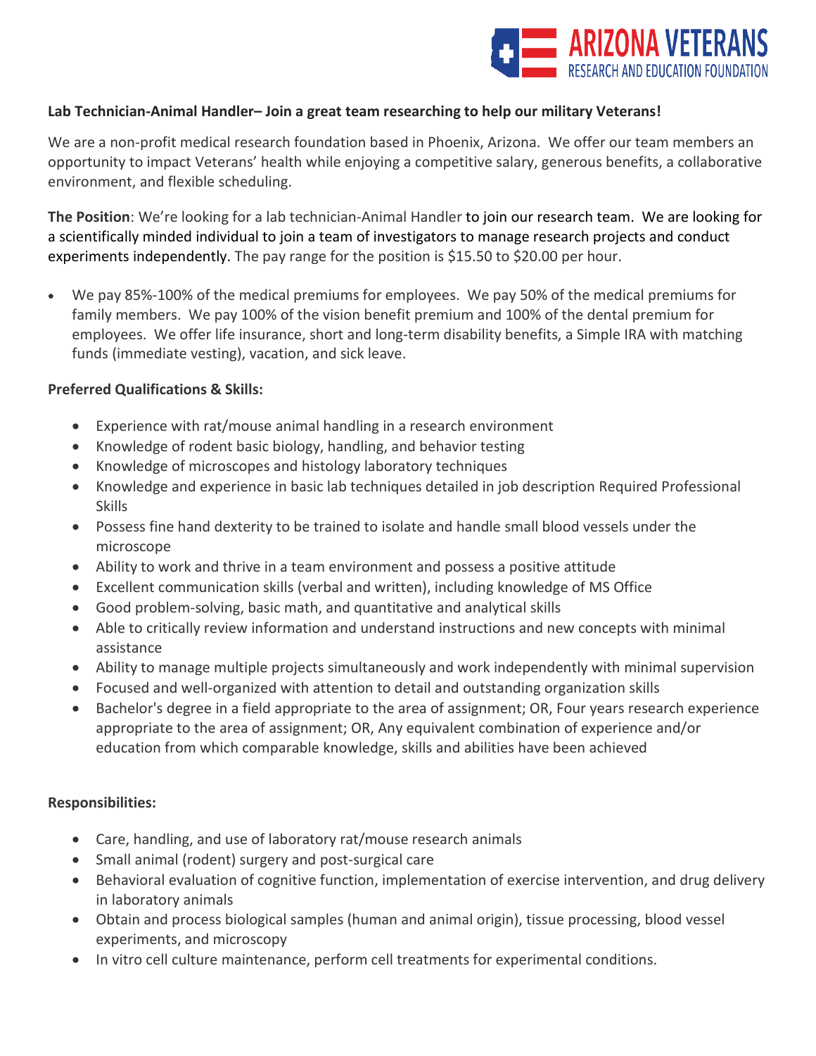ARIZONA VETERANS
RESEARCH AND EDUCATION FOUNDATION

**Lab Technician-Animal Handler– Join a great team researching to help our military Veterans!**

We are a non-profit medical research foundation based in Phoenix, Arizona. We offer our team members an opportunity to impact Veterans' health while enjoying a competitive salary, generous benefits, a collaborative environment, and flexible scheduling.

**The Position**: We're looking for a lab technician-Animal Handler to join our research team. We are looking for a scientifically minded individual to join a team of investigators to manage research projects and conduct experiments independently. The pay range for the position is $15.50 to $20.00 per hour.

- We pay 85%-100% of the medical premiums for employees. We pay 50% of the medical premiums for family members. We pay 100% of the vision benefit premium and 100% of the dental premium for employees. We offer life insurance, short and long-term disability benefits, a Simple IRA with matching funds (immediate vesting), vacation, and sick leave.

**Preferred Qualifications & Skills:**

- Experience with rat/mouse animal handling in a research environment
- Knowledge of rodent basic biology, handling, and behavior testing
- Knowledge of microscopes and histology laboratory techniques
- Knowledge and experience in basic lab techniques detailed in job description Required Professional Skills
- Possess fine hand dexterity to be trained to isolate and handle small blood vessels under the microscope
- Ability to work and thrive in a team environment and possess a positive attitude
- Excellent communication skills (verbal and written), including knowledge of MS Office
- Good problem-solving, basic math, and quantitative and analytical skills
- Able to critically review information and understand instructions and new concepts with minimal assistance
- Ability to manage multiple projects simultaneously and work independently with minimal supervision
- Focused and well-organized with attention to detail and outstanding organization skills
- Bachelor's degree in a field appropriate to the area of assignment; OR, Four years research experience appropriate to the area of assignment; OR, Any equivalent combination of experience and/or education from which comparable knowledge, skills and abilities have been achieved

**Responsibilities:**

- Care, handling, and use of laboratory rat/mouse research animals
- Small animal (rodent) surgery and post-surgical care
- Behavioral evaluation of cognitive function, implementation of exercise intervention, and drug delivery in laboratory animals
- Obtain and process biological samples (human and animal origin), tissue processing, blood vessel experiments, and microscopy
- In vitro cell culture maintenance, perform cell treatments for experimental conditions.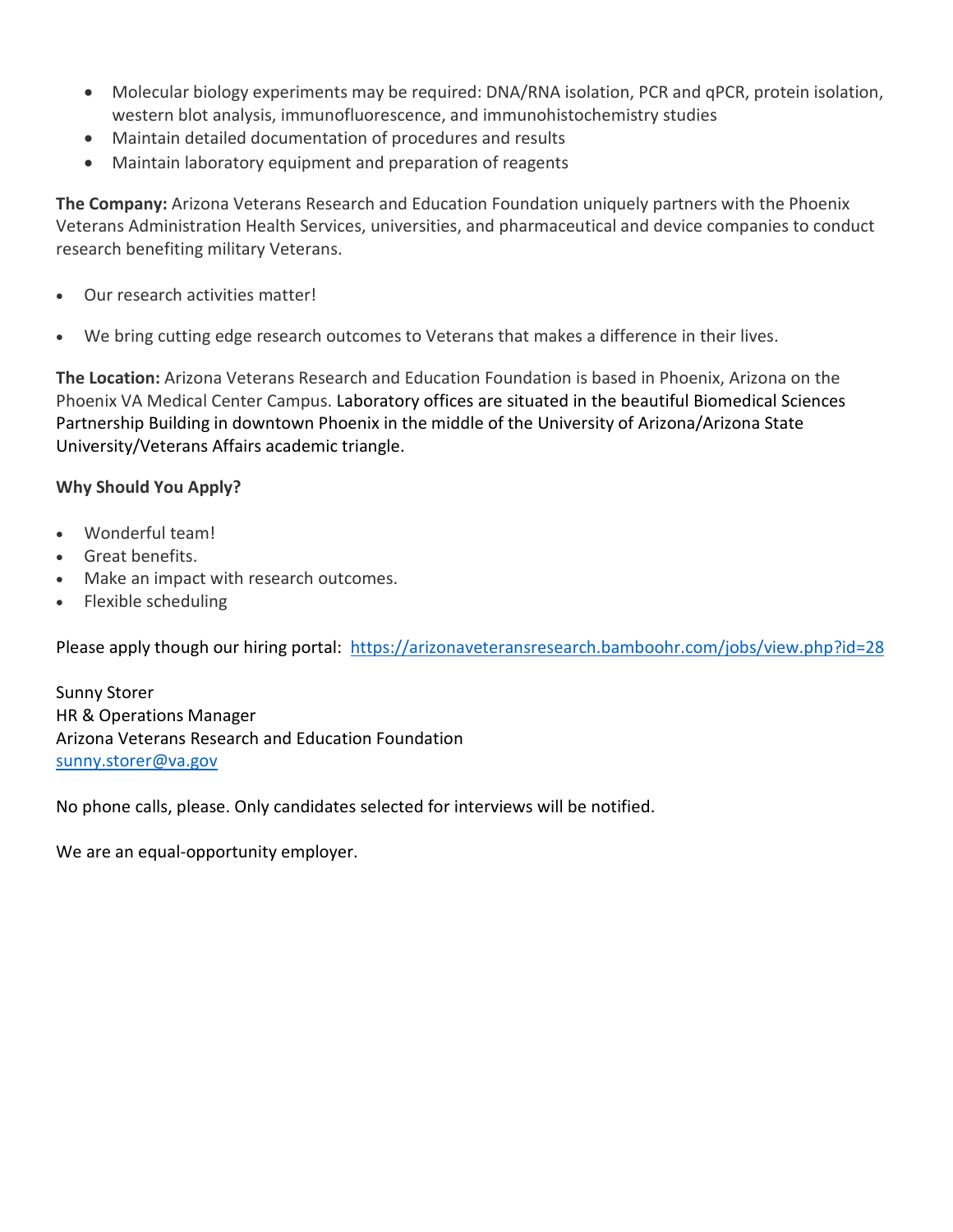- Molecular biology experiments may be required: DNA/RNA isolation, PCR and qPCR, protein isolation, western blot analysis, immunofluorescence, and immunohistochemistry studies
- Maintain detailed documentation of procedures and results
- Maintain laboratory equipment and preparation of reagents

**The Company:** Arizona Veterans Research and Education Foundation uniquely partners with the Phoenix Veterans Administration Health Services, universities, and pharmaceutical and device companies to conduct research benefiting military Veterans.

- Our research activities matter!
- We bring cutting edge research outcomes to Veterans that makes a difference in their lives.

**The Location:** Arizona Veterans Research and Education Foundation is based in Phoenix, Arizona on the Phoenix VA Medical Center Campus. Laboratory offices are situated in the beautiful Biomedical Sciences Partnership Building in downtown Phoenix in the middle of the University of Arizona/Arizona State University/Veterans Affairs academic triangle.

**Why Should You Apply?**

- Wonderful team!
- Great benefits.
- Make an impact with research outcomes.
- Flexible scheduling

Please apply though our hiring portal: https://arizonaveteransresearch.bamboohr.com/jobs/view.php?id=28

Sunny Storer
HR & Operations Manager
Arizona Veterans Research and Education Foundation
sunny.storer@va.gov

No phone calls, please. Only candidates selected for interviews will be notified.

We are an equal-opportunity employer.